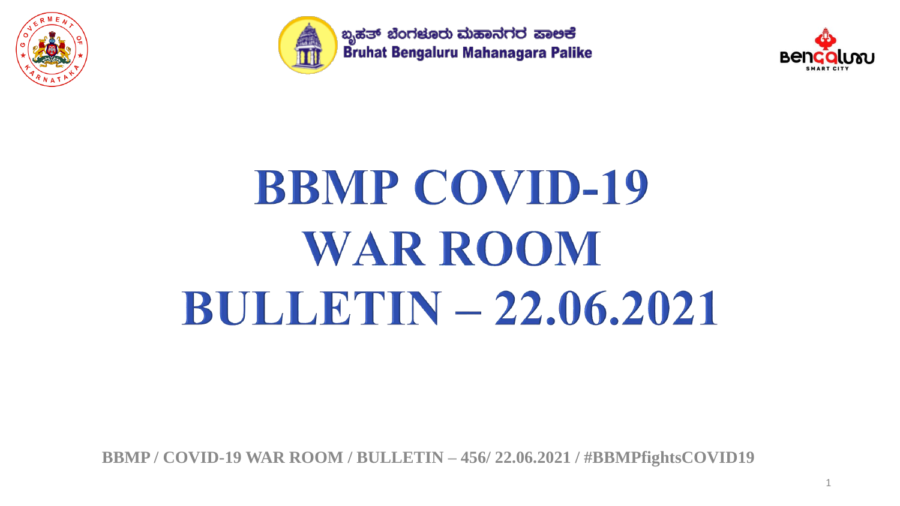ಬೃಹತ್ ಬೆಂಗಳೂರು ಮಹಾನಗರ ಪಾಲಿಕೆ
Bruhat Bengaluru Mahanagara Palike

# BBMP COVID-19 WAR ROOM BULLETIN – 22.06.2021

**BBMP / COVID-19 WAR ROOM / BULLETIN – 456/ 22.06.2021 / #BBMPfightsCOVID19**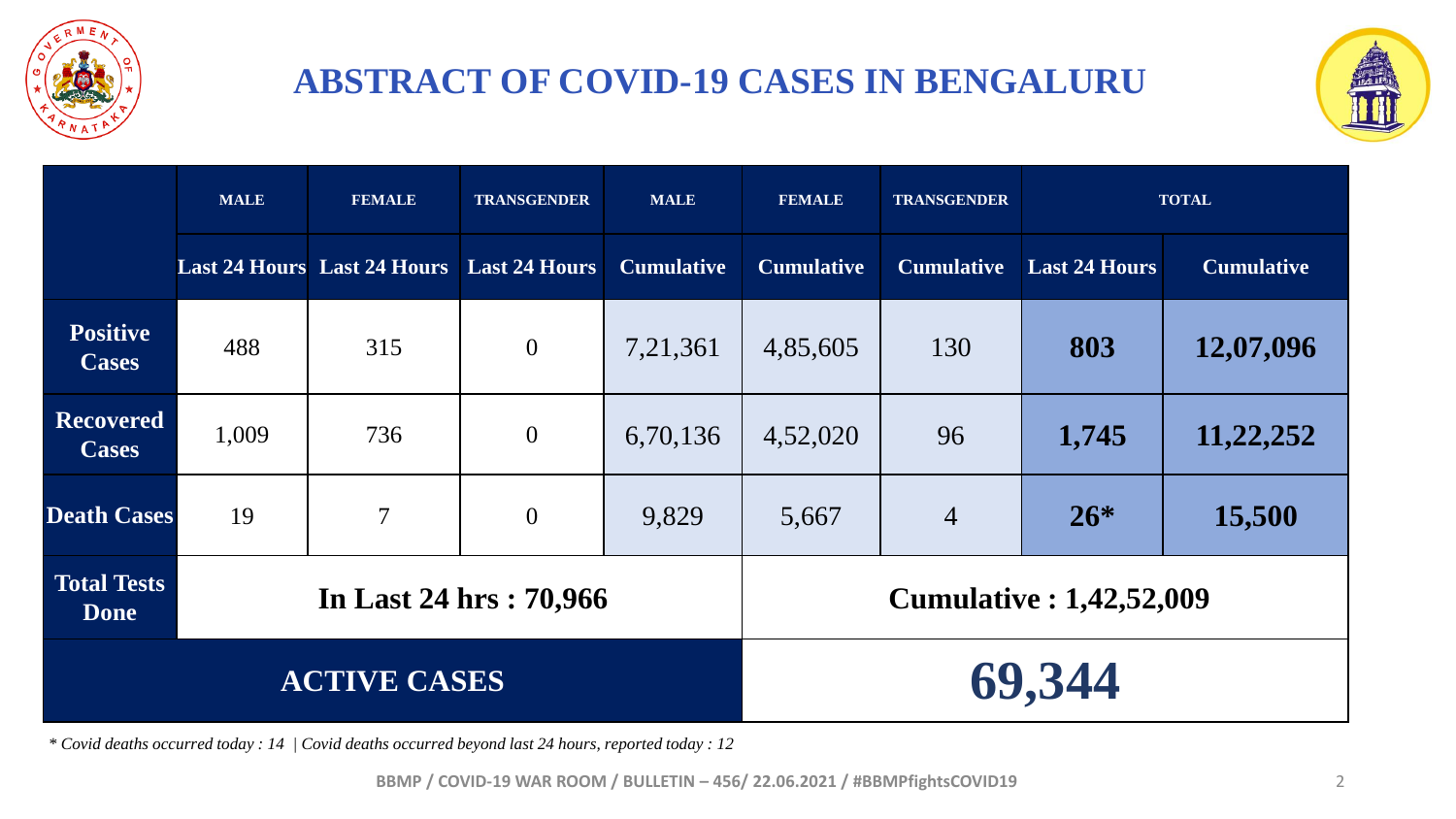# ABSTRACT OF COVID-19 CASES IN BENGALURU

| | MALE | FEMALE | TRANSGENDER | MALE | FEMALE | TRANSGENDER | TOTAL | |
|---|---|---|---|---|---|---|---|---|
| | Last 24 Hours | Last 24 Hours | Last 24 Hours | Cumulative | Cumulative | Cumulative | Last 24 Hours | Cumulative |
| **Positive Cases** | 488 | 315 | 0 | 7,21,361 | 4,85,605 | 130 | **803** | **12,07,096** |
| **Recovered Cases** | 1,009 | 736 | 0 | 6,70,136 | 4,52,020 | 96 | **1,745** | **11,22,252** |
| **Death Cases** | 19 | 7 | 0 | 9,829 | 5,667 | 4 | **26*** | **15,500** |
| **Total Tests Done** | **In Last 24 hrs : 70,966** | | | | **Cumulative : 1,42,52,009** | | | |
| **ACTIVE CASES** | | | | | **69,344** | | | |

*\* Covid deaths occurred today : 14 | Covid deaths occurred beyond last 24 hours, reported today : 12*

BBMP / COVID-19 WAR ROOM / BULLETIN – 456/ 22.06.2021 / #BBMPfightsCOVID19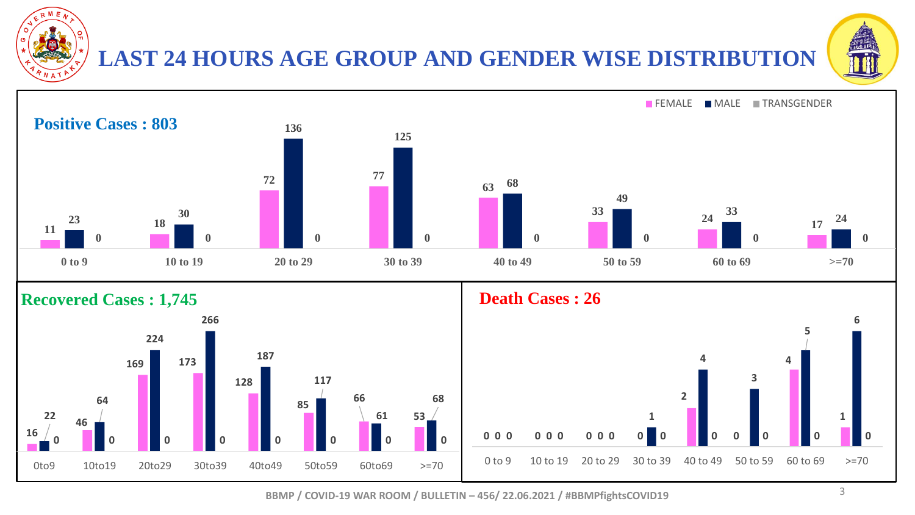# LAST 24 HOURS AGE GROUP AND GENDER WISE DISTRIBUTION

## Positive Cases : 803

| Age Group | FEMALE | MALE | TRANSGENDER |
|---|---|---|---|
| 0 to 9 | 11 | 23 | 0 |
| 10 to 19 | 18 | 30 | 0 |
| 20 to 29 | 72 | 136 | 0 |
| 30 to 39 | 77 | 125 | 0 |
| 40 to 49 | 63 | 68 | 0 |
| 50 to 59 | 33 | 49 | 0 |
| 60 to 69 | 24 | 33 | 0 |
| >=70 | 17 | 24 | 0 |

## Recovered Cases : 1,745

| Age Group | FEMALE | MALE | TRANSGENDER |
|---|---|---|---|
| 0to9 | 16 | 22 | 0 |
| 10to19 | 46 | 64 | 0 |
| 20to29 | 169 | 224 | 0 |
| 30to39 | 173 | 266 | 0 |
| 40to49 | 128 | 187 | 0 |
| 50to59 | 85 | 117 | 0 |
| 60to69 | 66 | 61 | 0 |
| >=70 | 53 | 68 | 0 |

## Death Cases : 26

| Age Group | FEMALE | MALE | TRANSGENDER |
|---|---|---|---|
| 0 to 9 | 0 | 0 | 0 |
| 10 to 19 | 0 | 0 | 0 |
| 20 to 29 | 0 | 0 | 0 |
| 30 to 39 | 0 | 1 | 0 |
| 40 to 49 | 2 | 4 | 0 |
| 50 to 59 | 0 | 3 | 0 |
| 60 to 69 | 4 | 5 | 0 |
| >=70 | 1 | 6 | 0 |

BBMP / COVID-19 WAR ROOM / BULLETIN – 456/ 22.06.2021 / #BBMPfightsCOVID19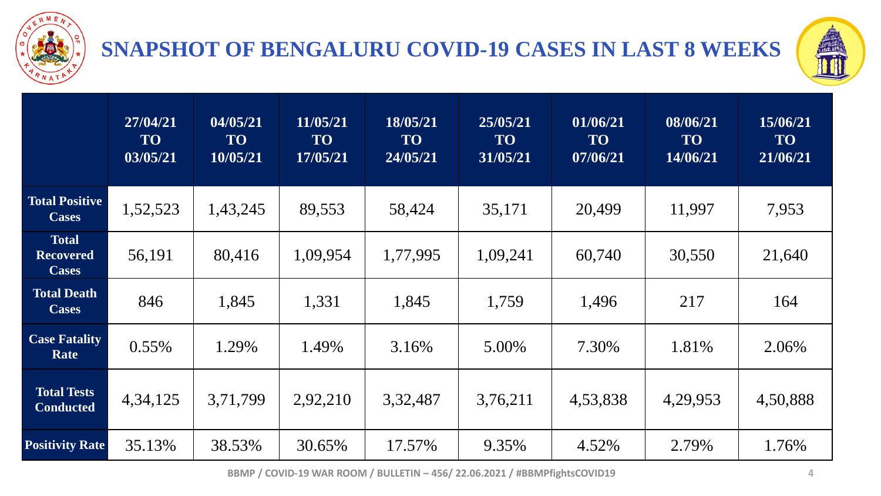# SNAPSHOT OF BENGALURU COVID-19 CASES IN LAST 8 WEEKS

| | 27/04/21 TO 03/05/21 | 04/05/21 TO 10/05/21 | 11/05/21 TO 17/05/21 | 18/05/21 TO 24/05/21 | 25/05/21 TO 31/05/21 | 01/06/21 TO 07/06/21 | 08/06/21 TO 14/06/21 | 15/06/21 TO 21/06/21 |
|---|---|---|---|---|---|---|---|---|
| **Total Positive Cases** | 1,52,523 | 1,43,245 | 89,553 | 58,424 | 35,171 | 20,499 | 11,997 | 7,953 |
| **Total Recovered Cases** | 56,191 | 80,416 | 1,09,954 | 1,77,995 | 1,09,241 | 60,740 | 30,550 | 21,640 |
| **Total Death Cases** | 846 | 1,845 | 1,331 | 1,845 | 1,759 | 1,496 | 217 | 164 |
| **Case Fatality Rate** | 0.55% | 1.29% | 1.49% | 3.16% | 5.00% | 7.30% | 1.81% | 2.06% |
| **Total Tests Conducted** | 4,34,125 | 3,71,799 | 2,92,210 | 3,32,487 | 3,76,211 | 4,53,838 | 4,29,953 | 4,50,888 |
| **Positivity Rate** | 35.13% | 38.53% | 30.65% | 17.57% | 9.35% | 4.52% | 2.79% | 1.76% |

BBMP / COVID-19 WAR ROOM / BULLETIN – 456/ 22.06.2021 / #BBMPfightsCOVID19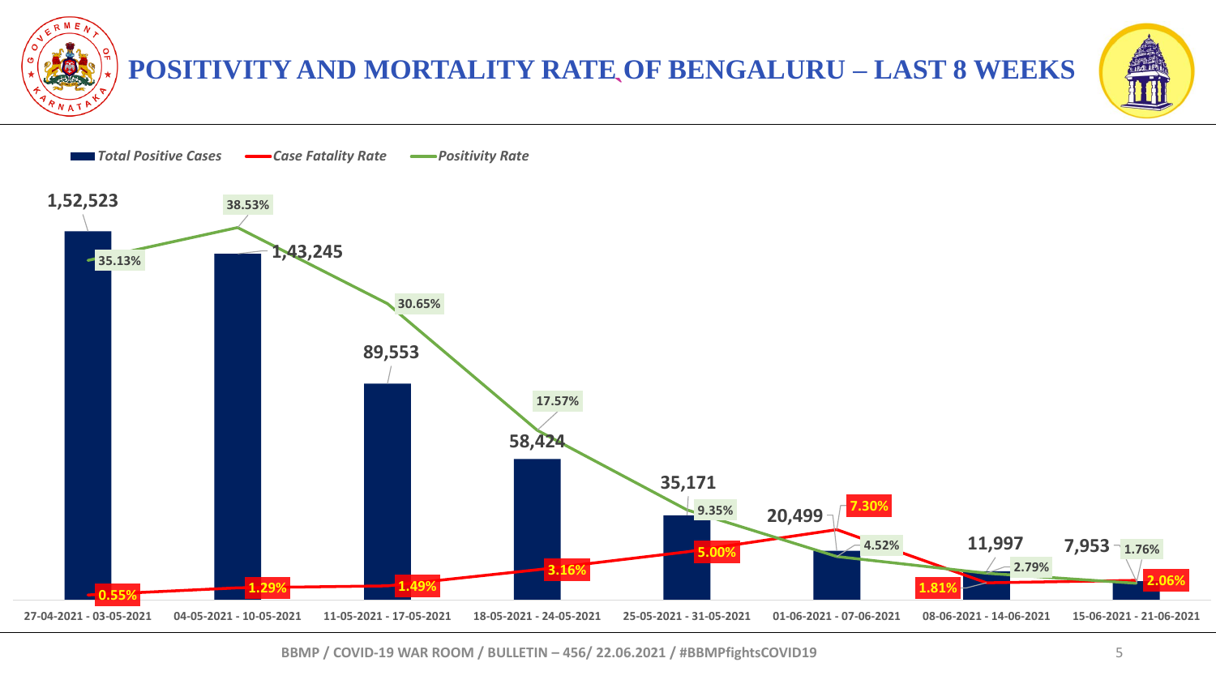# POSITIVITY AND MORTALITY RATE OF BENGALURU – LAST 8 WEEKS

| Week | Total Positive Cases | Case Fatality Rate | Positivity Rate |
|---|---|---|---|
| 27-04-2021 - 03-05-2021 | 1,52,523 | 0.55% | 35.13% |
| 04-05-2021 - 10-05-2021 | 1,43,245 | 1.29% | 38.53% |
| 11-05-2021 - 17-05-2021 | 89,553 | 1.49% | 30.65% |
| 18-05-2021 - 24-05-2021 | 58,424 | 3.16% | 17.57% |
| 25-05-2021 - 31-05-2021 | 35,171 | 5.00% | 9.35% |
| 01-06-2021 - 07-06-2021 | 20,499 | 7.30% | 4.52% |
| 08-06-2021 - 14-06-2021 | 11,997 | 1.81% | 2.79% |
| 15-06-2021 - 21-06-2021 | 7,953 | 2.06% | 1.76% |

BBMP / COVID-19 WAR ROOM / BULLETIN – 456/ 22.06.2021 / #BBMPfightsCOVID19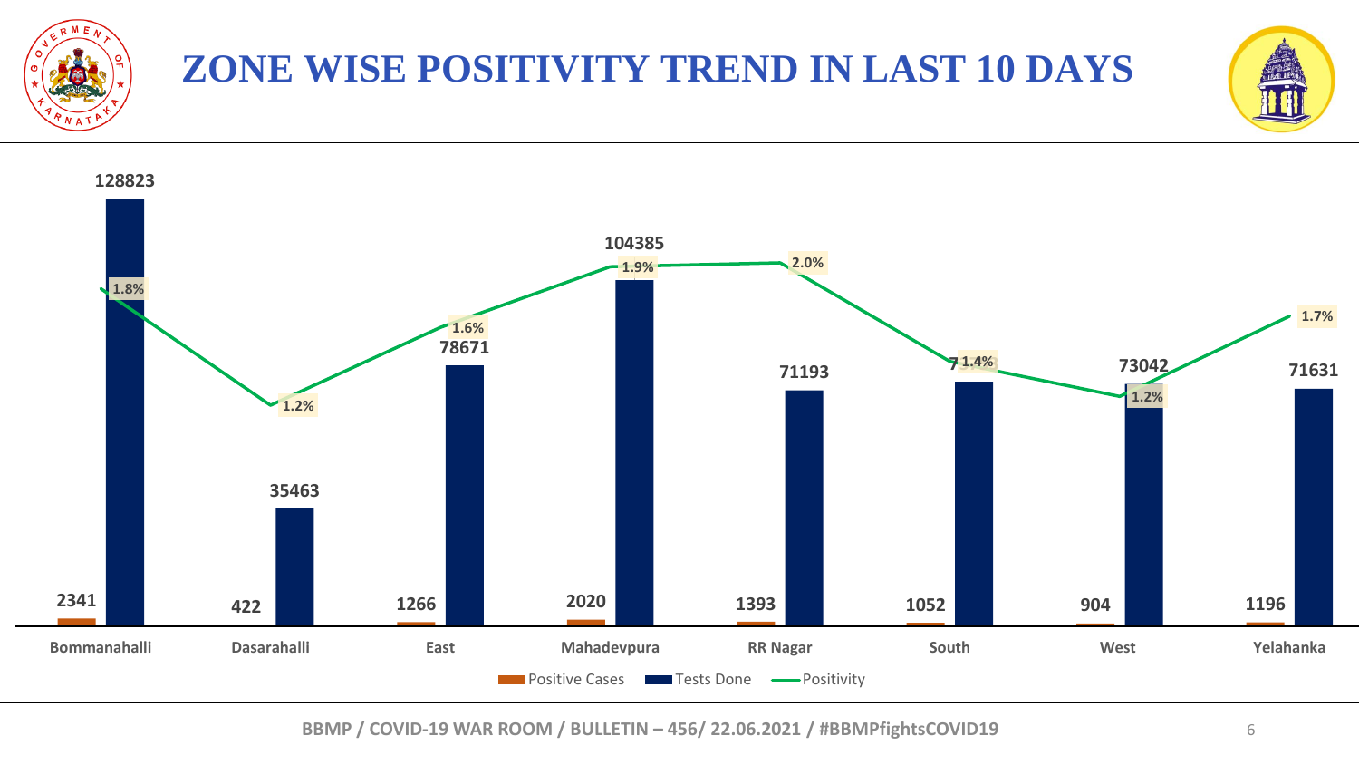# ZONE WISE POSITIVITY TREND IN LAST 10 DAYS

| Zone | Positive Cases | Tests Done | Positivity |
|---|---|---|---|
| Bommanahalli | 2341 | 128823 | 1.8% |
| Dasarahalli | 422 | 35463 | 1.2% |
| East | 1266 | 78671 | 1.6% |
| Mahadevpura | 2020 | 104385 | 1.9% |
| RR Nagar | 1393 | 71193 | 2.0% |
| South | 1052 | 7… | 1.4% |
| West | 904 | 73042 | 1.2% |
| Yelahanka | 1196 | 71631 | 1.7% |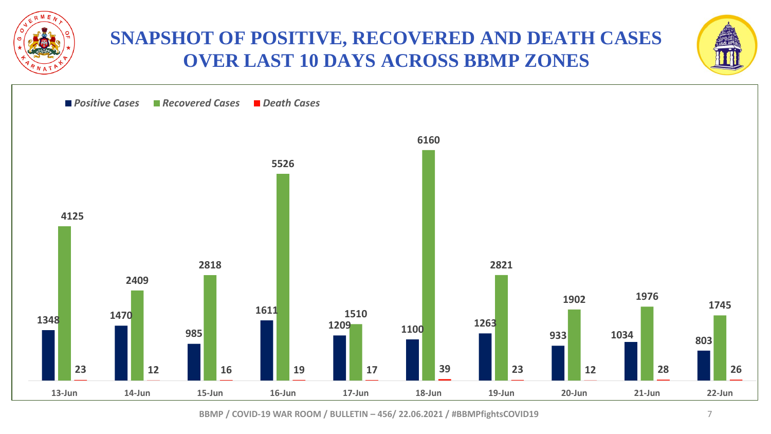# SNAPSHOT OF POSITIVE, RECOVERED AND DEATH CASES OVER LAST 10 DAYS ACROSS BBMP ZONES

| Date | Positive Cases | Recovered Cases | Death Cases |
|---|---|---|---|
| 13-Jun | 1348 | 4125 | 23 |
| 14-Jun | 1470 | 2409 | 12 |
| 15-Jun | 985 | 2818 | 16 |
| 16-Jun | 1611 | 5526 | 19 |
| 17-Jun | 1209 | 1510 | 17 |
| 18-Jun | 1100 | 6160 | 39 |
| 19-Jun | 1263 | 2821 | 23 |
| 20-Jun | 933 | 1902 | 12 |
| 21-Jun | 1034 | 1976 | 28 |
| 22-Jun | 803 | 1745 | 26 |

BBMP / COVID-19 WAR ROOM / BULLETIN – 456/ 22.06.2021 / #BBMPfightsCOVID19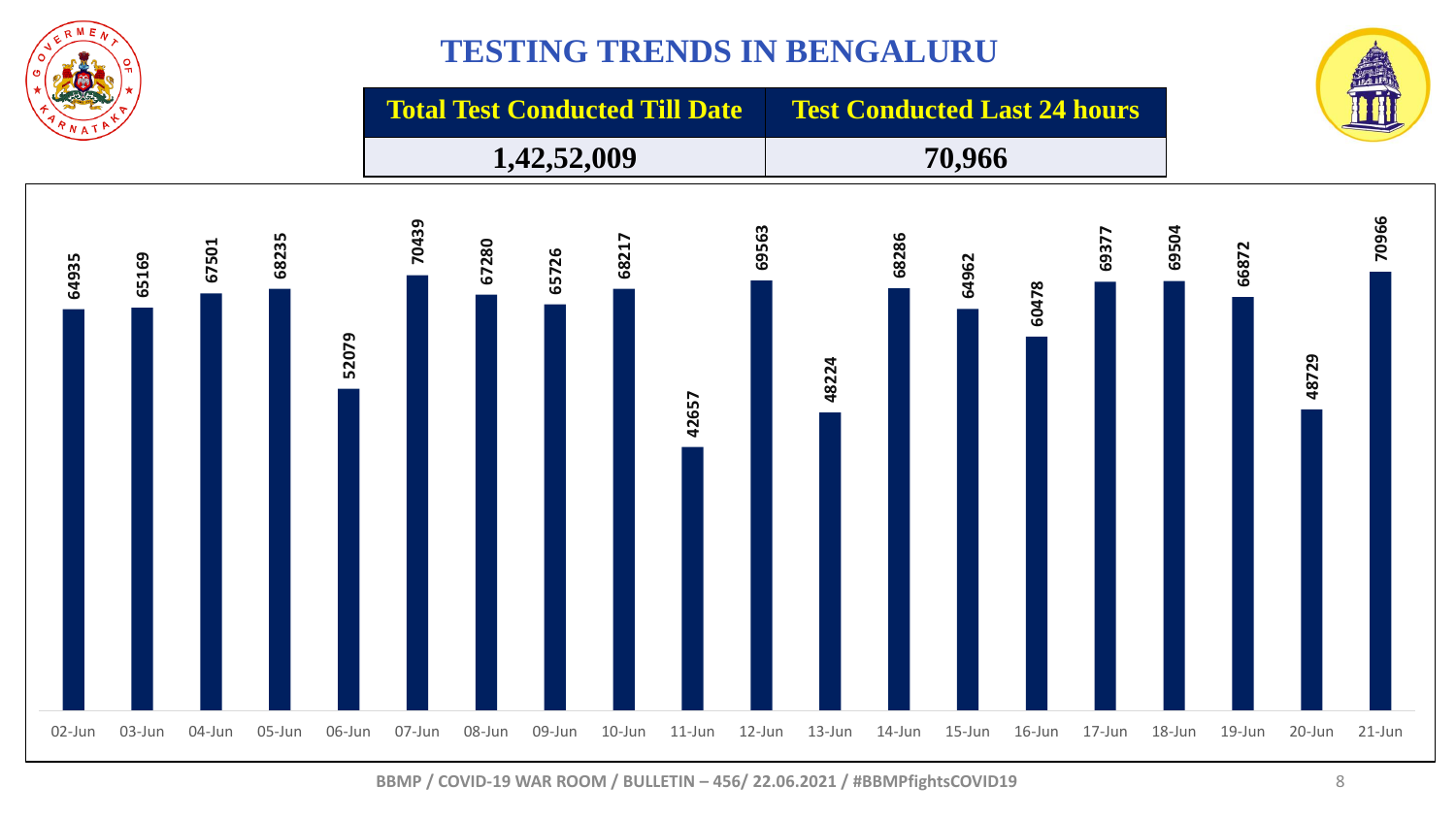# TESTING TRENDS IN BENGALURU

| Total Test Conducted Till Date | Test Conducted Last 24 hours |
| --- | --- |
| 1,42,52,009 | 70,966 |

| Date | Tests |
| --- | --- |
| 02-Jun | 64935 |
| 03-Jun | 65169 |
| 04-Jun | 67501 |
| 05-Jun | 68235 |
| 06-Jun | 52079 |
| 07-Jun | 70439 |
| 08-Jun | 67280 |
| 09-Jun | 65726 |
| 10-Jun | 68217 |
| 11-Jun | 42657 |
| 12-Jun | 69563 |
| 13-Jun | 48224 |
| 14-Jun | 68286 |
| 15-Jun | 64962 |
| 16-Jun | 60478 |
| 17-Jun | 69377 |
| 18-Jun | 69504 |
| 19-Jun | 66872 |
| 20-Jun | 48729 |
| 21-Jun | 70966 |

BBMP / COVID-19 WAR ROOM / BULLETIN – 456/ 22.06.2021 / #BBMPfightsCOVID19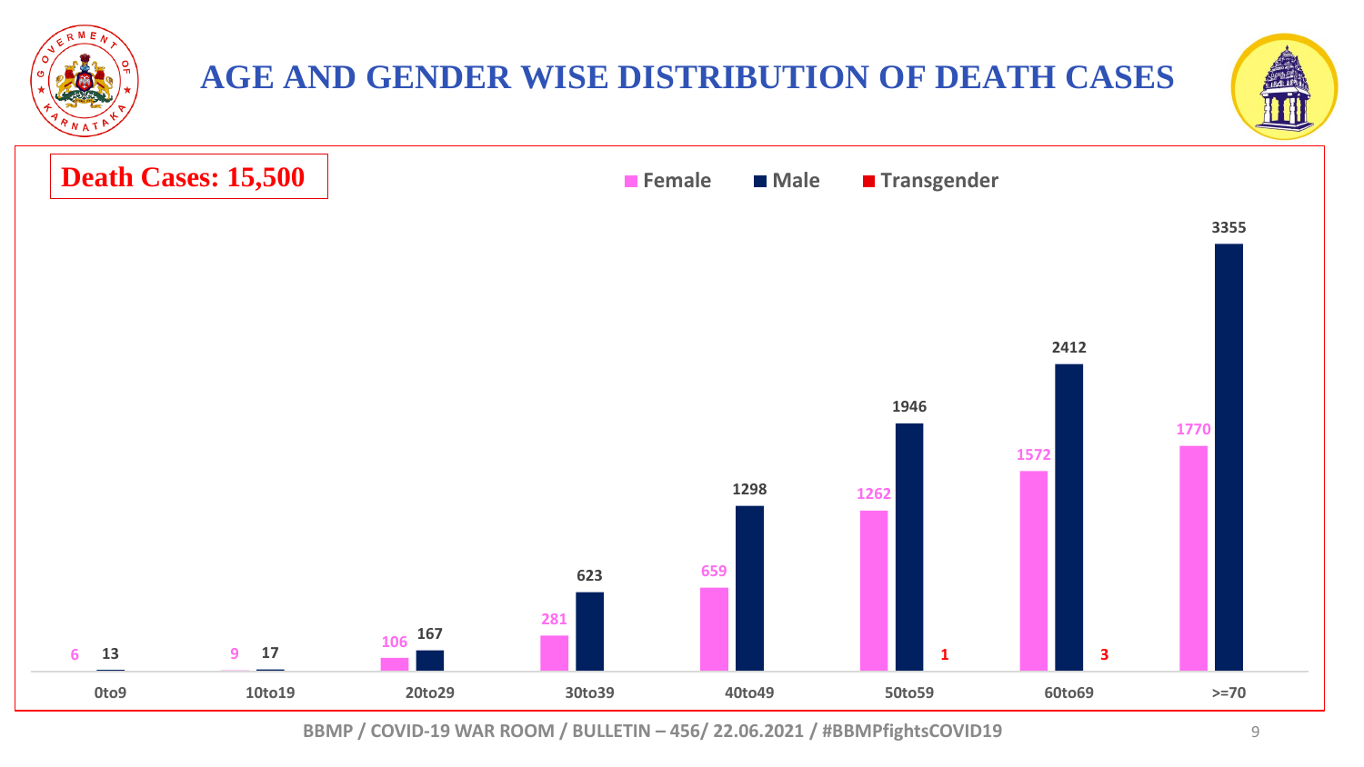# AGE AND GENDER WISE DISTRIBUTION OF DEATH CASES

**Death Cases: 15,500**

| Age Group | Female | Male | Transgender |
|---|---|---|---|
| 0to9 | 6 | 13 | |
| 10to19 | 9 | 17 | |
| 20to29 | 106 | 167 | |
| 30to39 | 281 | 623 | |
| 40to49 | 659 | 1298 | |
| 50to59 | 1262 | 1946 | 1 |
| 60to69 | 1572 | 2412 | 3 |
| >=70 | 1770 | 3355 | |

BBMP / COVID-19 WAR ROOM / BULLETIN – 456/ 22.06.2021 / #BBMPfightsCOVID19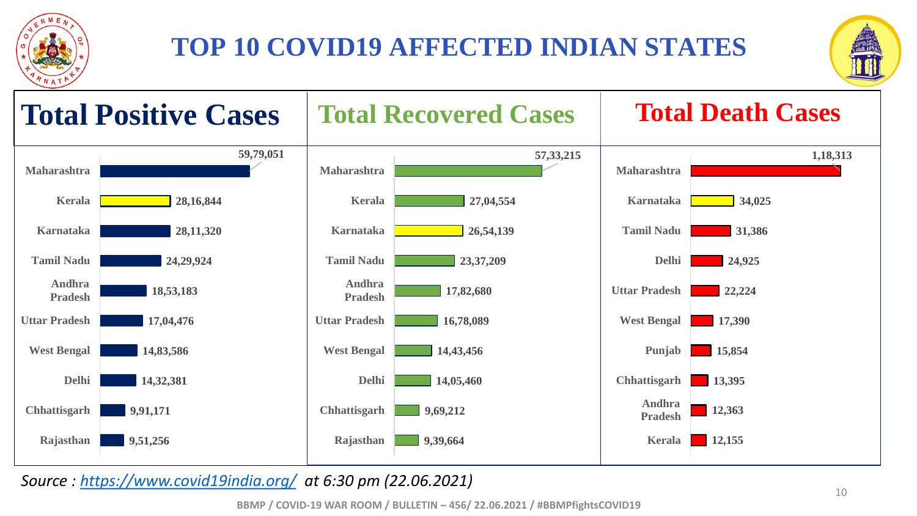# TOP 10 COVID19 AFFECTED INDIAN STATES

## Total Positive Cases

| State | Cases |
|---|---|
| Maharashtra | 59,79,051 |
| Kerala | 28,16,844 |
| Karnataka | 28,11,320 |
| Tamil Nadu | 24,29,924 |
| Andhra Pradesh | 18,53,183 |
| Uttar Pradesh | 17,04,476 |
| West Bengal | 14,83,586 |
| Delhi | 14,32,381 |
| Chhattisgarh | 9,91,171 |
| Rajasthan | 9,51,256 |

## Total Recovered Cases

| State | Cases |
|---|---|
| Maharashtra | 57,33,215 |
| Kerala | 27,04,554 |
| Karnataka | 26,54,139 |
| Tamil Nadu | 23,37,209 |
| Andhra Pradesh | 17,82,680 |
| Uttar Pradesh | 16,78,089 |
| West Bengal | 14,43,456 |
| Delhi | 14,05,460 |
| Chhattisgarh | 9,69,212 |
| Rajasthan | 9,39,664 |

## Total Death Cases

| State | Cases |
|---|---|
| Maharashtra | 1,18,313 |
| Karnataka | 34,025 |
| Tamil Nadu | 31,386 |
| Delhi | 24,925 |
| Uttar Pradesh | 22,224 |
| West Bengal | 17,390 |
| Punjab | 15,854 |
| Chhattisgarh | 13,395 |
| Andhra Pradesh | 12,363 |
| Kerala | 12,155 |

*Source : https://www.covid19india.org/ at 6:30 pm (22.06.2021)*

BBMP / COVID-19 WAR ROOM / BULLETIN – 456/ 22.06.2021 / #BBMPfightsCOVID19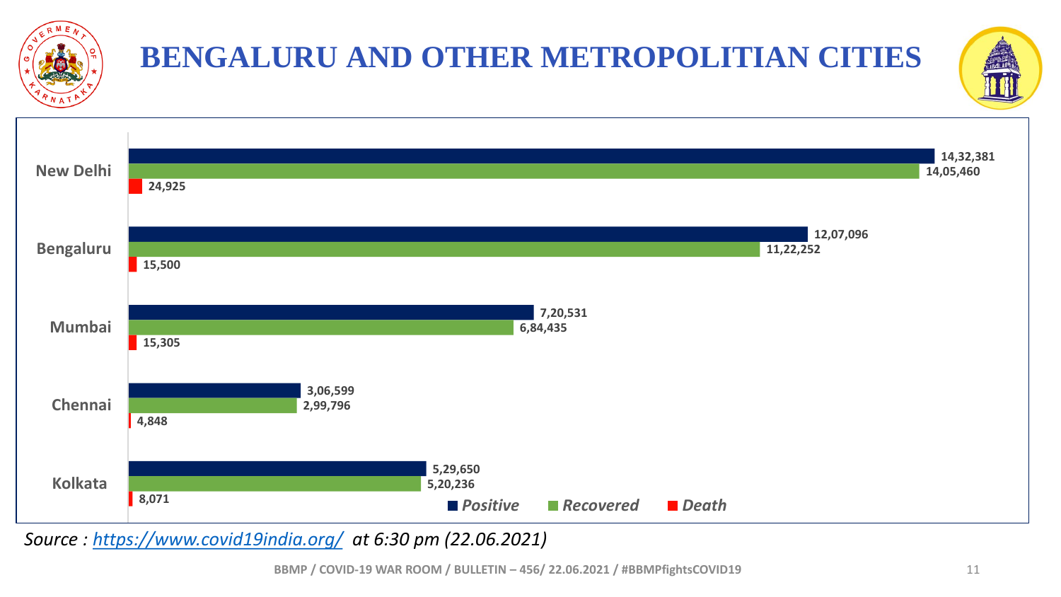# BENGALURU AND OTHER METROPOLITIAN CITIES

| City | Positive | Recovered | Death |
| --- | --- | --- | --- |
| New Delhi | 14,32,381 | 14,05,460 | 24,925 |
| Bengaluru | 12,07,096 | 11,22,252 | 15,500 |
| Mumbai | 7,20,531 | 6,84,435 | 15,305 |
| Chennai | 3,06,599 | 2,99,796 | 4,848 |
| Kolkata | 5,29,650 | 5,20,236 | 8,071 |

*Source : https://www.covid19india.org/ at 6:30 pm (22.06.2021)*

BBMP / COVID-19 WAR ROOM / BULLETIN – 456/ 22.06.2021 / #BBMPfightsCOVID19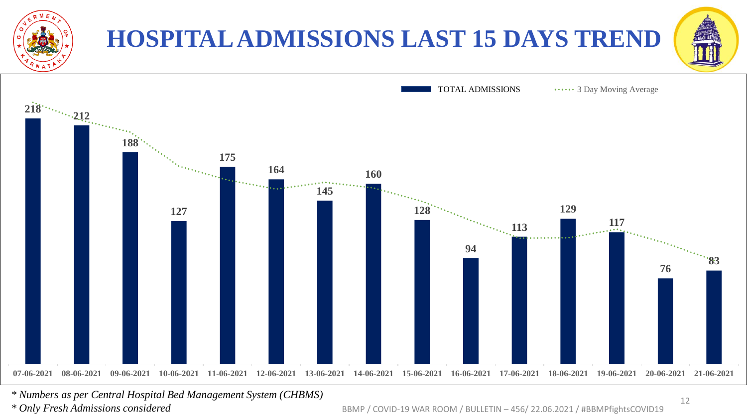# HOSPITAL ADMISSIONS LAST 15 DAYS TREND

TOTAL ADMISSIONS | 3 Day Moving Average

| Date | Total Admissions |
|---|---|
| 07-06-2021 | 218 |
| 08-06-2021 | 212 |
| 09-06-2021 | 188 |
| 10-06-2021 | 127 |
| 11-06-2021 | 175 |
| 12-06-2021 | 164 |
| 13-06-2021 | 145 |
| 14-06-2021 | 160 |
| 15-06-2021 | 128 |
| 16-06-2021 | 94 |
| 17-06-2021 | 113 |
| 18-06-2021 | 129 |
| 19-06-2021 | 117 |
| 20-06-2021 | 76 |
| 21-06-2021 | 83 |

*\* Numbers as per Central Hospital Bed Management System (CHBMS)*

*\* Only Fresh Admissions considered*

BBMP / COVID-19 WAR ROOM / BULLETIN – 456/ 22.06.2021 / #BBMPfightsCOVID19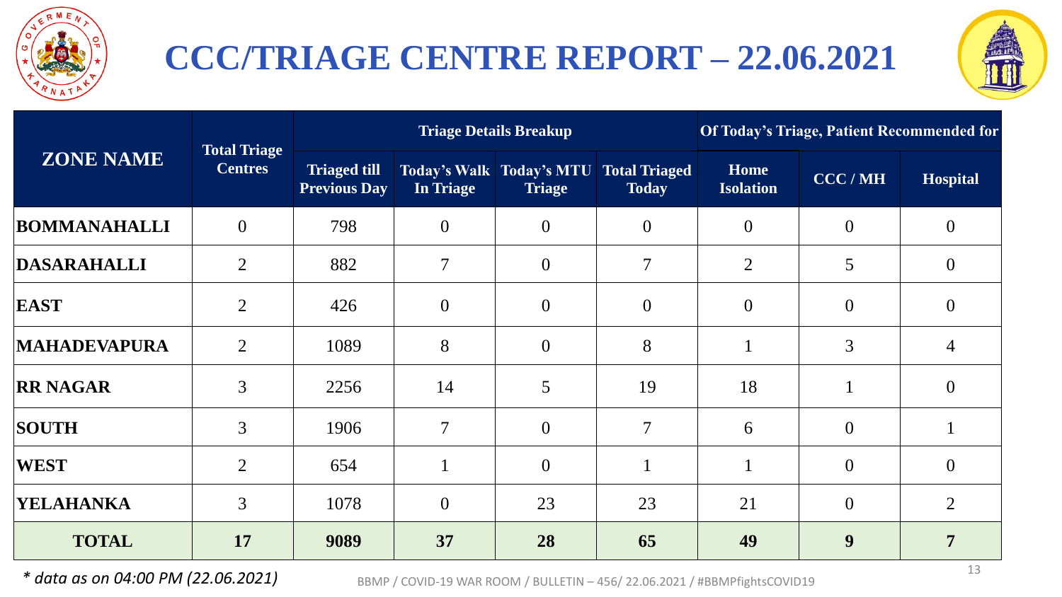# CCC/TRIAGE CENTRE REPORT – 22.06.2021

| ZONE NAME | Total Triage Centres | Triage Details Breakup | | | | Of Today's Triage, Patient Recommended for | | |
|---|---|---|---|---|---|---|---|---|
| | | Triaged till Previous Day | Today's Walk In Triage | Today's MTU Triage | Total Triaged Today | Home Isolation | CCC / MH | Hospital |
| **BOMMANAHALLI** | 0 | 798 | 0 | 0 | 0 | 0 | 0 | 0 |
| **DASARAHALLI** | 2 | 882 | 7 | 0 | 7 | 2 | 5 | 0 |
| **EAST** | 2 | 426 | 0 | 0 | 0 | 0 | 0 | 0 |
| **MAHADEVAPURA** | 2 | 1089 | 8 | 0 | 8 | 1 | 3 | 4 |
| **RR NAGAR** | 3 | 2256 | 14 | 5 | 19 | 18 | 1 | 0 |
| **SOUTH** | 3 | 1906 | 7 | 0 | 7 | 6 | 0 | 1 |
| **WEST** | 2 | 654 | 1 | 0 | 1 | 1 | 0 | 0 |
| **YELAHANKA** | 3 | 1078 | 0 | 23 | 23 | 21 | 0 | 2 |
| **TOTAL** | **17** | **9089** | **37** | **28** | **65** | **49** | **9** | **7** |

*\* data as on 04:00 PM (22.06.2021)*

BBMP / COVID-19 WAR ROOM / BULLETIN – 456/ 22.06.2021 / #BBMPfightsCOVID19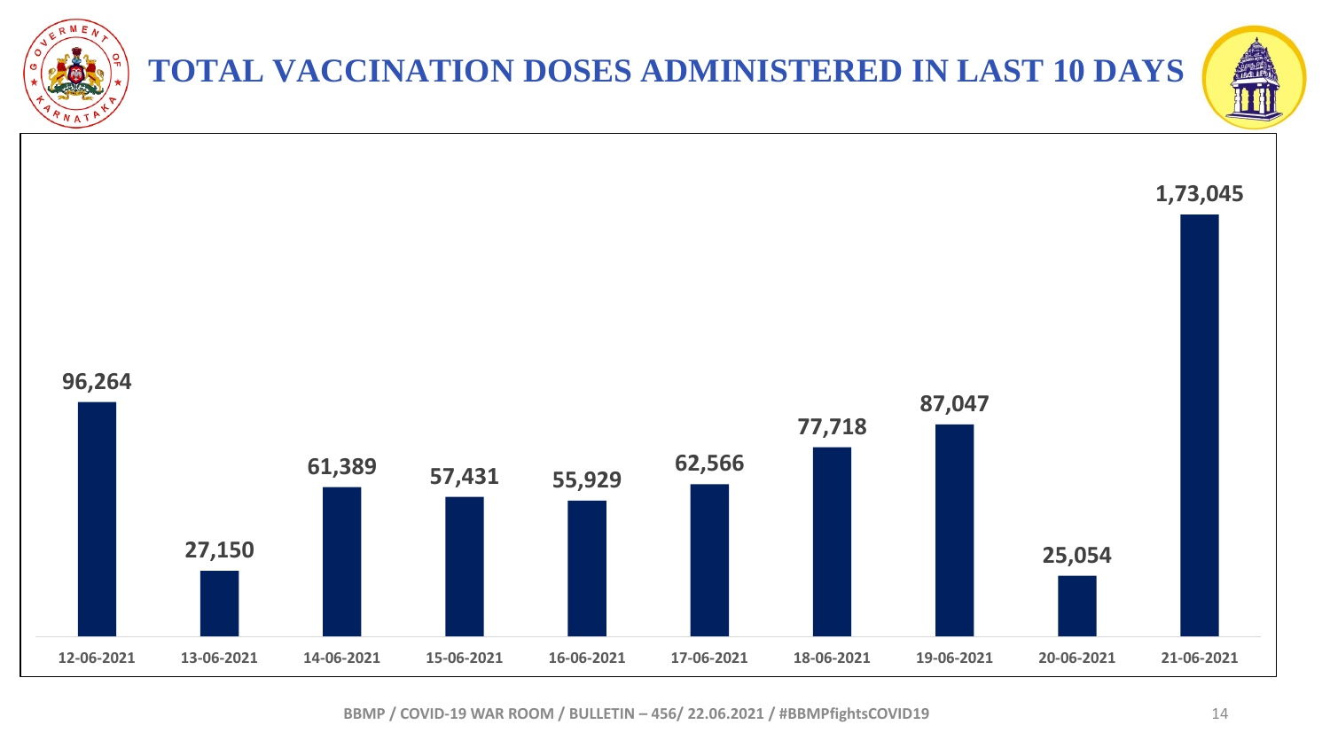# TOTAL VACCINATION DOSES ADMINISTERED IN LAST 10 DAYS

| Date | Doses |
|---|---|
| 12-06-2021 | 96,264 |
| 13-06-2021 | 27,150 |
| 14-06-2021 | 61,389 |
| 15-06-2021 | 57,431 |
| 16-06-2021 | 55,929 |
| 17-06-2021 | 62,566 |
| 18-06-2021 | 77,718 |
| 19-06-2021 | 87,047 |
| 20-06-2021 | 25,054 |
| 21-06-2021 | 1,73,045 |

BBMP / COVID-19 WAR ROOM / BULLETIN – 456/ 22.06.2021 / #BBMPfightsCOVID19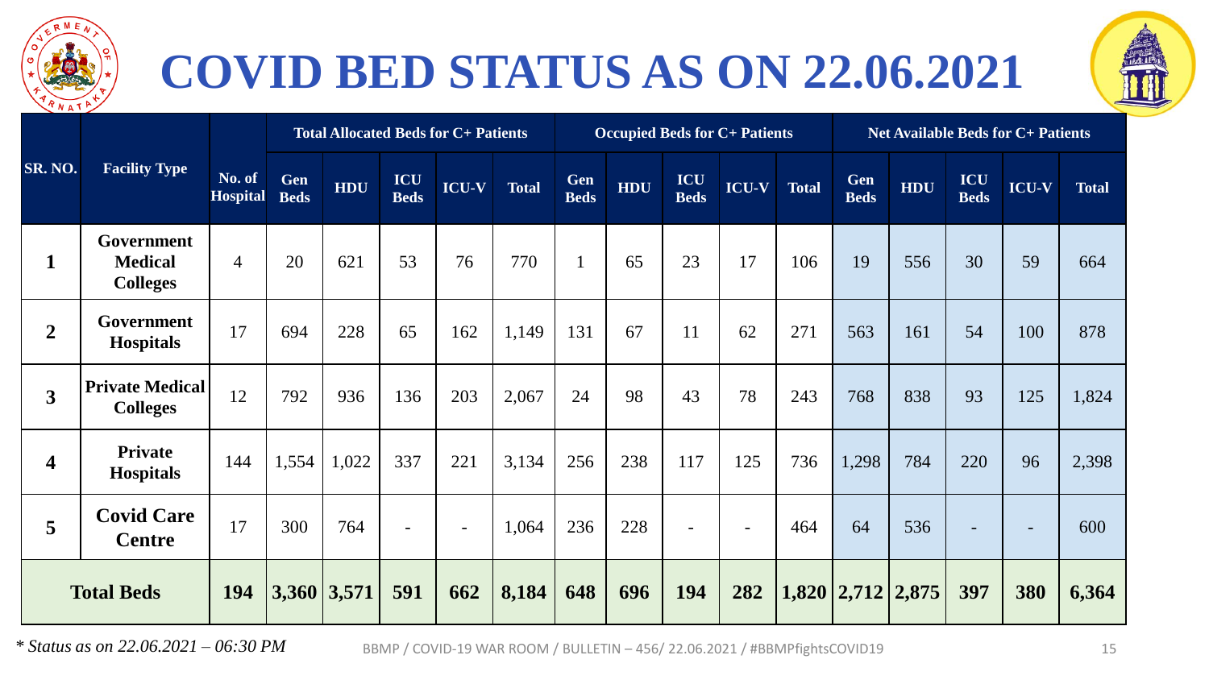# COVID BED STATUS AS ON 22.06.2021

| SR. NO. | Facility Type | No. of Hospital | Total Allocated Beds for C+ Patients | | | | | Occupied Beds for C+ Patients | | | | | Net Available Beds for C+ Patients | | | | |
|---|---|---|---|---|---|---|---|---|---|---|---|---|---|---|---|---|---|
| | | | Gen Beds | HDU | ICU Beds | ICU-V | Total | Gen Beds | HDU | ICU Beds | ICU-V | Total | Gen Beds | HDU | ICU Beds | ICU-V | Total |
| **1** | **Government Medical Colleges** | 4 | 20 | 621 | 53 | 76 | 770 | 1 | 65 | 23 | 17 | 106 | 19 | 556 | 30 | 59 | 664 |
| **2** | **Government Hospitals** | 17 | 694 | 228 | 65 | 162 | 1,149 | 131 | 67 | 11 | 62 | 271 | 563 | 161 | 54 | 100 | 878 |
| **3** | **Private Medical Colleges** | 12 | 792 | 936 | 136 | 203 | 2,067 | 24 | 98 | 43 | 78 | 243 | 768 | 838 | 93 | 125 | 1,824 |
| **4** | **Private Hospitals** | 144 | 1,554 | 1,022 | 337 | 221 | 3,134 | 256 | 238 | 117 | 125 | 736 | 1,298 | 784 | 220 | 96 | 2,398 |
| **5** | **Covid Care Centre** | 17 | 300 | 764 | - | - | 1,064 | 236 | 228 | - | - | 464 | 64 | 536 | - | - | 600 |
| **Total Beds** | | **194** | **3,360** | **3,571** | **591** | **662** | **8,184** | **648** | **696** | **194** | **282** | **1,820** | **2,712** | **2,875** | **397** | **380** | **6,364** |

*\* Status as on 22.06.2021 – 06:30 PM*

BBMP / COVID-19 WAR ROOM / BULLETIN – 456/ 22.06.2021 / #BBMPfightsCOVID19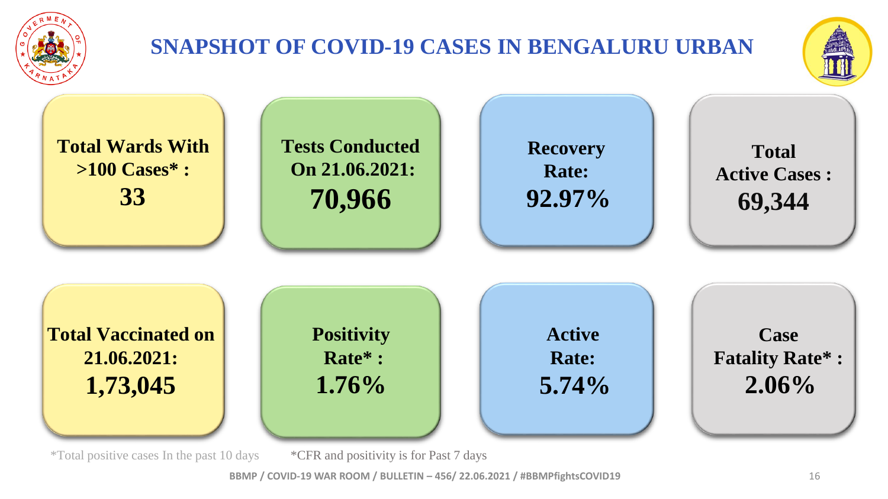# SNAPSHOT OF COVID-19 CASES IN BENGALURU URBAN

| | | | |
|---|---|---|---|
| **Total Wards With >100 Cases* : 33** | **Tests Conducted On 21.06.2021: 70,966** | **Recovery Rate: 92.97%** | **Total Active Cases : 69,344** |
| **Total Vaccinated on 21.06.2021: 1,73,045** | **Positivity Rate* : 1.76%** | **Active Rate: 5.74%** | **Case Fatality Rate* : 2.06%** |

*Total positive cases In the past 10 days

*CFR and positivity is for Past 7 days

BBMP / COVID-19 WAR ROOM / BULLETIN – 456/ 22.06.2021 / #BBMPfightsCOVID19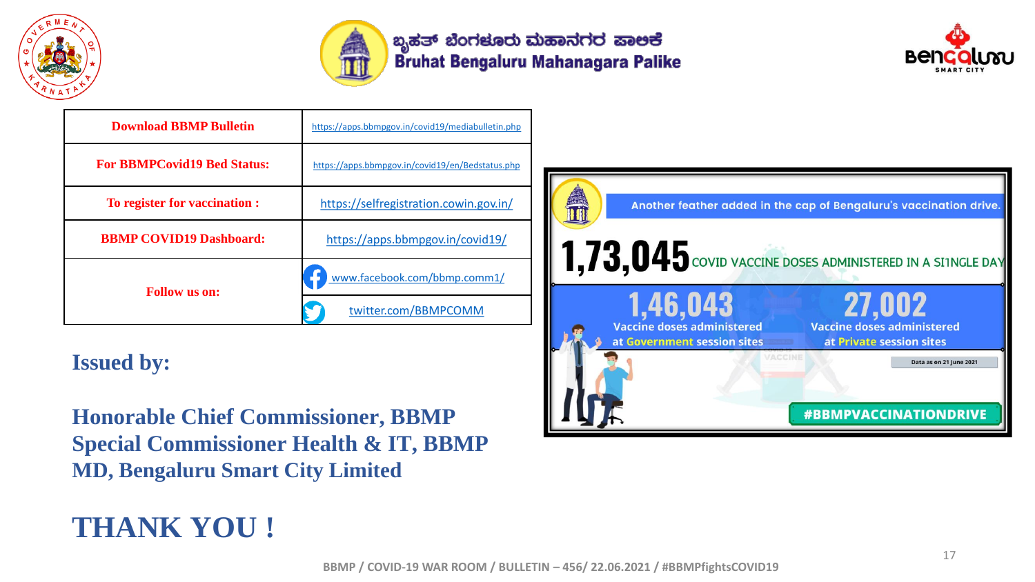ಬೃಹತ್ ಬೆಂಗಳೂರು ಮಹಾನಗರ ಪಾಲಿಕೆ
Bruhat Bengaluru Mahanagara Palike

| | |
|---|---|
| **Download BBMP Bulletin** | https://apps.bbmpgov.in/covid19/mediabulletin.php |
| **For BBMPCovid19 Bed Status:** | https://apps.bbmpgov.in/covid19/en/Bedstatus.php |
| **To register for vaccination :** | https://selfregistration.cowin.gov.in/ |
| **BBMP COVID19 Dashboard:** | https://apps.bbmpgov.in/covid19/ |
| **Follow us on:** | www.facebook.com/bbmp.comm1/ |
| | twitter.com/BBMPCOMM |

Another feather added in the cap of Bengaluru's vaccination drive.

1,73,045 COVID VACCINE DOSES ADMINISTERED IN A SINGLE DAY

1,46,043 Vaccine doses administered at Government session sites

27,002 Vaccine doses administered at Private session sites

Data as on 21 June 2021

#BBMPVACCINATIONDRIVE

## Issued by:

**Honorable Chief Commissioner, BBMP**
**Special Commissioner Health & IT, BBMP**
**MD, Bengaluru Smart City Limited**

# THANK YOU !

BBMP / COVID-19 WAR ROOM / BULLETIN – 456/ 22.06.2021 / #BBMPfightsCOVID19